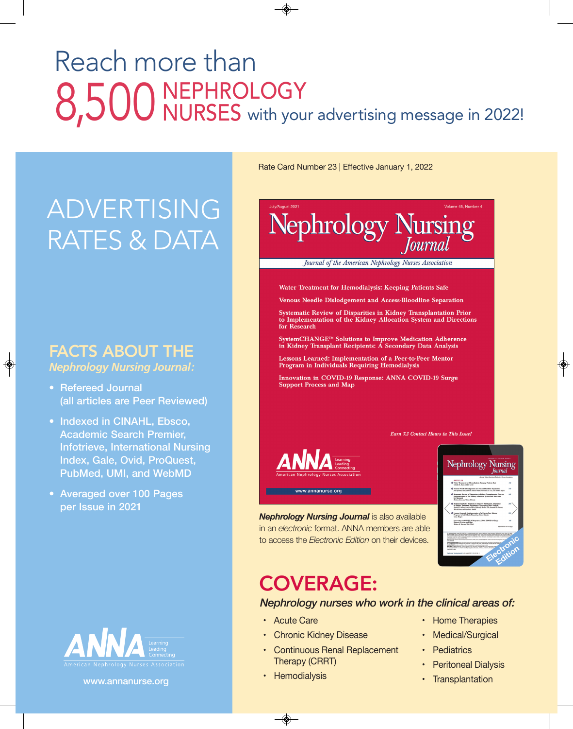# Reach more than 8,500 NEPHROLOGY NURSES with your advertising message in 2022!

# ADVERTISING RATES & DATA

## FACTS ABOUT THE *Nephrology Nursing Journal:*

- Refereed Journal (all articles are Peer Reviewed)
- Indexed in CINAHL, Ebsco, Academic Search Premier, Infotrieve, International Nursing Index, Gale, Ovid, ProQuest, PubMed, UMI, and WebMD
- Averaged over 100 Pages per Issue in 2021

ANNA — Learning, Leading, Connecting — American Nephrology Nurses Association

www.annanurse.org

Rate Card Number 23 | Effective January 1, 2022

July/August 2021 — Volume 48, Number 4

**Nephrology Nursing Journal**

*Journal of the American Nephrology Nurses Association*

Water Treatment for Hemodialysis: Keeping Patients Safe

Venous Needle Dislodgement and Access-Bloodline Separation

Systematic Review of Disparities in Kidney Transplantation Prior to Implementation of the Kidney Allocation System and Directions for Research

SystemCHANGE™ Solutions to Improve Medication Adherence in Kidney Transplant Recipients: A Secondary Data Analysis

Lessons Learned: Implementation of a Peer-to-Peer Mentor Program in Individuals Requiring Hemodialysis

Innovation in COVID-19 Response: ANNA COVID-19 Surge Support Process and Map

*Earn 7.3 Contact Hours in This Issue!*

ANNA — Learning, Leading, Connecting — American Nephrology Nurses Association

www.annanurse.org

***Nephrology Nursing Journal*** is also available in an *electronic* format. ANNA members are able to access the *Electronic Edition* on their devices.

Electronic Edition

## COVERAGE:

*Nephrology nurses who work in the clinical areas of:*

- Acute Care
- Chronic Kidney Disease
- Continuous Renal Replacement Therapy (CRRT)
- Hemodialysis
- Home Therapies
- Medical/Surgical
- Pediatrics
- Peritoneal Dialysis
- Transplantation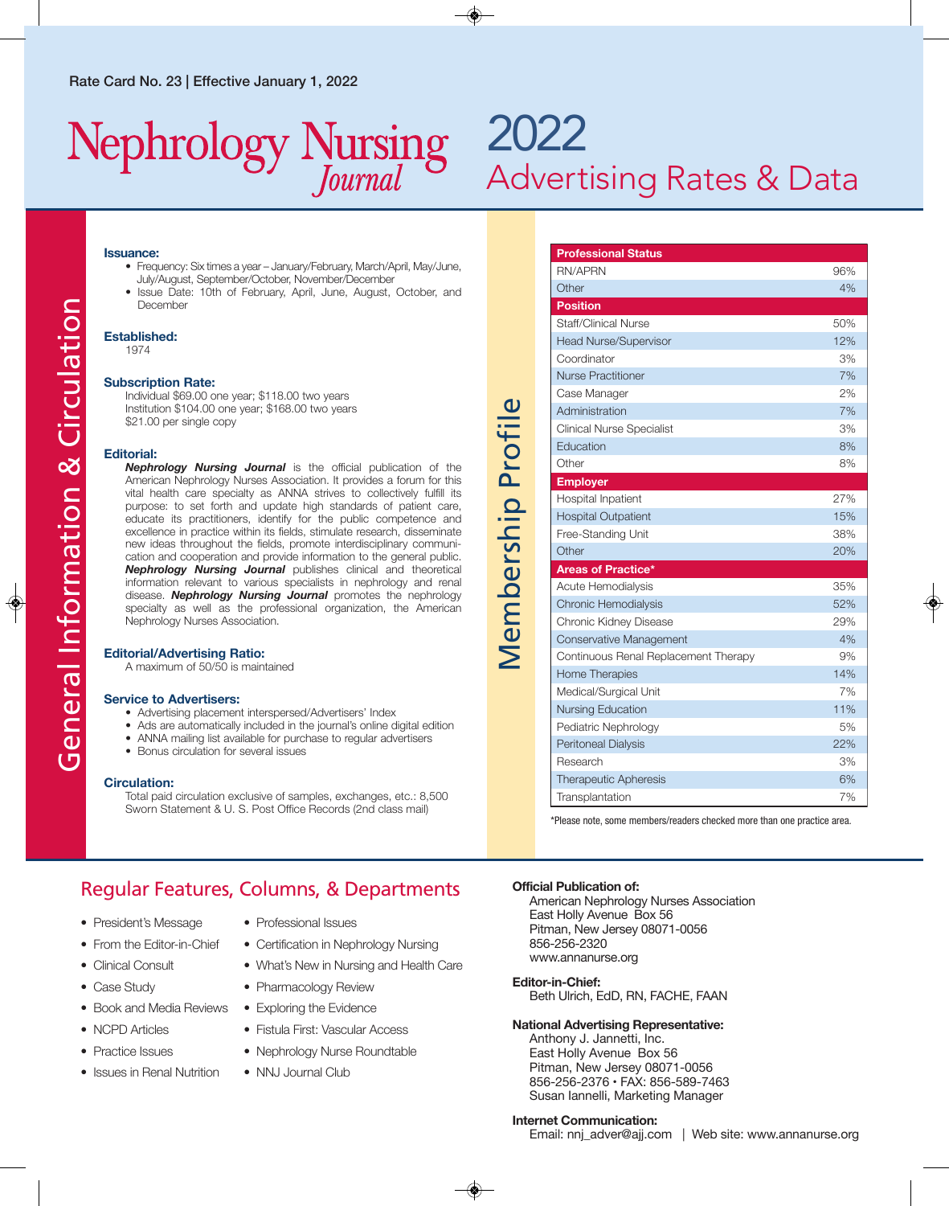Rate Card No. 23 | Effective January 1, 2022

# Nephrology Nursing *Journal*

# 2022 Advertising Rates & Data

## General Information & Circulation

**Issuance:**

- Frequency: Six times a year – January/February, March/April, May/June, July/August, September/October, November/December
- Issue Date: 10th of February, April, June, August, October, and December

**Established:**
1974

**Subscription Rate:**
Individual $69.00 one year; $118.00 two years
Institution $104.00 one year; $168.00 two years
$21.00 per single copy

**Editorial:**
***Nephrology Nursing Journal*** is the official publication of the American Nephrology Nurses Association. It provides a forum for this vital health care specialty as ANNA strives to collectively fulfill its purpose: to set forth and update high standards of patient care, educate its practitioners, identify for the public competence and excellence in practice within its fields, stimulate research, disseminate new ideas throughout the fields, promote interdisciplinary communication and cooperation and provide information to the general public. ***Nephrology Nursing Journal*** publishes clinical and theoretical information relevant to various specialists in nephrology and renal disease. ***Nephrology Nursing Journal*** promotes the nephrology specialty as well as the professional organization, the American Nephrology Nurses Association.

**Editorial/Advertising Ratio:**
A maximum of 50/50 is maintained

**Service to Advertisers:**

- Advertising placement interspersed/Advertisers' Index
- Ads are automatically included in the journal's online digital edition
- ANNA mailing list available for purchase to regular advertisers
- Bonus circulation for several issues

**Circulation:**
Total paid circulation exclusive of samples, exchanges, etc.: 8,500
Sworn Statement & U. S. Post Office Records (2nd class mail)

## Membership Profile

| **Professional Status** | |
|---|---|
| RN/APRN | 96% |
| Other | 4% |
| **Position** | |
| Staff/Clinical Nurse | 50% |
| Head Nurse/Supervisor | 12% |
| Coordinator | 3% |
| Nurse Practitioner | 7% |
| Case Manager | 2% |
| Administration | 7% |
| Clinical Nurse Specialist | 3% |
| Education | 8% |
| Other | 8% |
| **Employer** | |
| Hospital Inpatient | 27% |
| Hospital Outpatient | 15% |
| Free-Standing Unit | 38% |
| Other | 20% |
| **Areas of Practice*** | |
| Acute Hemodialysis | 35% |
| Chronic Hemodialysis | 52% |
| Chronic Kidney Disease | 29% |
| Conservative Management | 4% |
| Continuous Renal Replacement Therapy | 9% |
| Home Therapies | 14% |
| Medical/Surgical Unit | 7% |
| Nursing Education | 11% |
| Pediatric Nephrology | 5% |
| Peritoneal Dialysis | 22% |
| Research | 3% |
| Therapeutic Apheresis | 6% |
| Transplantation | 7% |

*Please note, some members/readers checked more than one practice area.

## Regular Features, Columns, & Departments

- President's Message
- From the Editor-in-Chief
- Clinical Consult
- Case Study
- Book and Media Reviews
- NCPD Articles
- Practice Issues
- Issues in Renal Nutrition
- Professional Issues
- Certification in Nephrology Nursing
- What's New in Nursing and Health Care
- Pharmacology Review
- Exploring the Evidence
- Fistula First: Vascular Access
- Nephrology Nurse Roundtable
- NNJ Journal Club

**Official Publication of:**
American Nephrology Nurses Association
East Holly Avenue Box 56
Pitman, New Jersey 08071-0056
856-256-2320
www.annanurse.org

**Editor-in-Chief:**
Beth Ulrich, EdD, RN, FACHE, FAAN

**National Advertising Representative:**
Anthony J. Jannetti, Inc.
East Holly Avenue Box 56
Pitman, New Jersey 08071-0056
856-256-2376 • FAX: 856-589-7463
Susan Iannelli, Marketing Manager

**Internet Communication:**
Email: nnj_adver@ajj.com | Web site: www.annanurse.org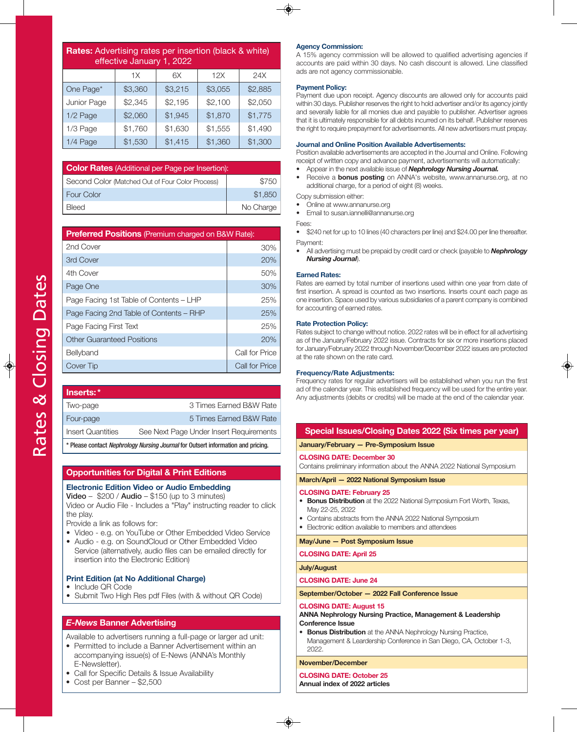# Rates & Closing Dates

| **Rates:** Advertising rates per insertion (black & white) effective January 1, 2022 | 1X | 6X | 12X | 24X |
|---|---|---|---|---|
| One Page* | $3,360 | $3,215 | $3,055 | $2,885 |
| Junior Page | $2,345 | $2,195 | $2,100 | $2,050 |
| 1/2 Page | $2,060 | $1,945 | $1,870 | $1,775 |
| 1/3 Page | $1,760 | $1,630 | $1,555 | $1,490 |
| 1/4 Page | $1,530 | $1,415 | $1,360 | $1,300 |

| **Color Rates** (Additional per Page per Insertion): | |
|---|---|
| Second Color (Matched Out of Four Color Process) | $750 |
| Four Color | $1,850 |
| Bleed | No Charge |

| **Preferred Positions** (Premium charged on B&W Rate): | |
|---|---|
| 2nd Cover | 30% |
| 3rd Cover | 20% |
| 4th Cover | 50% |
| Page One | 30% |
| Page Facing 1st Table of Contents – LHP | 25% |
| Page Facing 2nd Table of Contents – RHP | 25% |
| Page Facing First Text | 25% |
| Other Guaranteed Positions | 20% |
| Bellyband | Call for Price |
| Cover Tip | Call for Price |

| **Inserts:*** | |
|---|---|
| Two-page | 3 Times Earned B&W Rate |
| Four-page | 5 Times Earned B&W Rate |
| Insert Quantities | See Next Page Under Insert Requirements |

* Please contact *Nephrology Nursing Journal* for Outsert information and pricing.

## Opportunities for Digital & Print Editions

### Electronic Edition Video or Audio Embedding

**Video** – $200 / **Audio** – $150 (up to 3 minutes)

Video or Audio File - Includes a "Play" instructing reader to click the play.

Provide a link as follows for:

- Video - e.g. on YouTube or Other Embedded Video Service
- Audio - e.g. on SoundCloud or Other Embedded Video Service (alternatively, audio files can be emailed directly for insertion into the Electronic Edition)

### Print Edition (at No Additional Charge)

- Include QR Code
- Submit Two High Res pdf Files (with & without QR Code)

## *E-News* Banner Advertising

Available to advertisers running a full-page or larger ad unit:

- Permitted to include a Banner Advertisement within an accompanying issue(s) of E-News (ANNA's Monthly E-Newsletter).
- Call for Specific Details & Issue Availability
- Cost per Banner – $2,500

### Agency Commission:

A 15% agency commission will be allowed to qualified advertising agencies if accounts are paid within 30 days. No cash discount is allowed. Line classified ads are not agency commissionable.

### Payment Policy:

Payment due upon receipt. Agency discounts are allowed only for accounts paid within 30 days. Publisher reserves the right to hold advertiser and/or its agency jointly and severally liable for all monies due and payable to publisher. Advertiser agrees that it is ultimately responsible for all debts incurred on its behalf. Publisher reserves the right to require prepayment for advertisements. All new advertisers must prepay.

### Journal and Online Position Available Advertisements:

Position available advertisements are accepted in the Journal and Online. Following receipt of written copy and advance payment, advertisements will automatically:

- Appear in the next available issue of ***Nephrology Nursing Journal.***
- Receive a **bonus posting** on ANNA's website, www.annanurse.org, at no additional charge, for a period of eight (8) weeks.

Copy submission either:

- Online at www.annanurse.org
- Email to susan.iannelli@annanurse.org

Fees:

- $240 net for up to 10 lines (40 characters per line) and $24.00 per line thereafter.

Payment:

- All advertising must be prepaid by credit card or check (payable to ***Nephrology Nursing Journal***).

### Earned Rates:

Rates are earned by total number of insertions used within one year from date of first insertion. A spread is counted as two insertions. Inserts count each page as one insertion. Space used by various subsidiaries of a parent company is combined for accounting of earned rates.

### Rate Protection Policy:

Rates subject to change without notice. 2022 rates will be in effect for all advertising as of the January/February 2022 issue. Contracts for six or more insertions placed for January/February 2022 through November/December 2022 issues are protected at the rate shown on the rate card.

### Frequency/Rate Adjustments:

Frequency rates for regular advertisers will be established when you run the first ad of the calendar year. This established frequency will be used for the entire year. Any adjustments (debits or credits) will be made at the end of the calendar year.

## Special Issues/Closing Dates 2022 (Six times per year)

**January/February — Pre-Symposium Issue**

**CLOSING DATE: December 30**

Contains preliminary information about the ANNA 2022 National Symposium

**March/April — 2022 National Symposium Issue**

**CLOSING DATE: February 25**

- **Bonus Distribution** at the 2022 National Symposium Fort Worth, Texas, May 22-25, 2022
- Contains abstracts from the ANNA 2022 National Symposium
- Electronic edition available to members and attendees

**May/June — Post Symposium Issue**

**CLOSING DATE: April 25**

**July/August**

**CLOSING DATE: June 24**

**September/October — 2022 Fall Conference Issue**

**CLOSING DATE: August 15**

**ANNA Nephrology Nursing Practice, Management & Leadership Conference Issue**

- **Bonus Distribution** at the ANNA Nephrology Nursing Practice, Management & Leardership Conference in San Diego, CA, October 1-3, 2022.

**November/December**

**CLOSING DATE: October 25**

**Annual index of 2022 articles**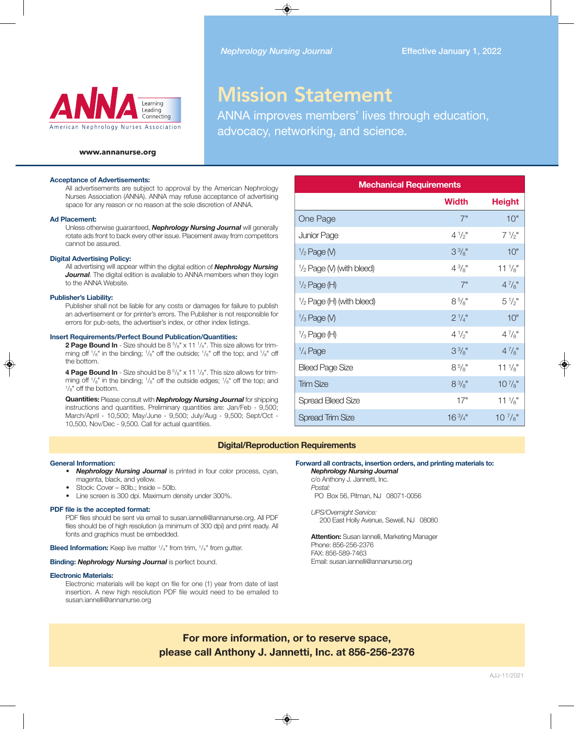*Nephrology Nursing Journal* Effective January 1, 2022

ANNA Learning Leading Connecting
American Nephrology Nurses Association

**www.annanurse.org**

# Mission Statement

ANNA improves members' lives through education, advocacy, networking, and science.

### Acceptance of Advertisements:

All advertisements are subject to approval by the American Nephrology Nurses Association (ANNA). ANNA may refuse acceptance of advertising space for any reason or no reason at the sole discretion of ANNA.

### Ad Placement:

Unless otherwise guaranteed, ***Nephrology Nursing Journal*** will generally rotate ads front to back every other issue. Placement away from competitors cannot be assured.

### Digital Advertising Policy:

All advertising will appear within the digital edition of ***Nephrology Nursing Journal***. The digital edition is available to ANNA members when they login to the ANNA Website.

### Publisher's Liability:

Publisher shall not be liable for any costs or damages for failure to publish an advertisement or for printer's errors. The Publisher is not responsible for errors for pub-sets, the advertiser's index, or other index listings.

### Insert Requirements/Perfect Bound Publication/Quantities:

**2 Page Bound In** - Size should be 8 5/8" x 11 1/8". This size allows for trimming off 1/8" in the binding; 1/8" off the outside; 1/8" off the top; and 1/8" off the bottom.

**4 Page Bound In** - Size should be 8 5/8" x 11 1/8". This size allows for trimming off 1/8" in the binding; 1/8" off the outside edges; 1/8" off the top; and 1/8" off the bottom.

**Quantities:** Please consult with ***Nephrology Nursing Journal*** for shipping instructions and quantities. Preliminary quantities are: Jan/Feb - 9,500; March/April - 10,500; May/June - 9,500; July/Aug - 9,500; Sept/Oct - 10,500, Nov/Dec - 9,500. Call for actual quantities.

### Mechanical Requirements

| | Width | Height |
|---|---|---|
| One Page | 7" | 10" |
| Junior Page | 4 1/2" | 7 1/2" |
| 1/2 Page (V) | 3 3/8" | 10" |
| 1/2 Page (V) (with bleed) | 4 3/8" | 11 1/8" |
| 1/2 Page (H) | 7" | 4 7/8" |
| 1/2 Page (H) (with bleed) | 8 5/8" | 5 1/2" |
| 1/3 Page (V) | 2 1/4" | 10" |
| 1/3 Page (H) | 4 1/2" | 4 7/8" |
| 1/4 Page | 3 3/8" | 4 7/8" |
| Bleed Page Size | 8 5/8" | 11 1/8" |
| Trim Size | 8 3/8" | 10 7/8" |
| Spread Bleed Size | 17" | 11 1/8" |
| Spread Trim Size | 16 3/4" | 10 7/8" |

## Digital/Reproduction Requirements

### General Information:

- ***Nephrology Nursing Journal*** is printed in four color process, cyan, magenta, black, and yellow.
- Stock: Cover – 80lb.; Inside – 50lb.
- Line screen is 300 dpi. Maximum density under 300%.

### PDF file is the accepted format:

PDF files should be sent via email to susan.iannelli@annanurse.org. All PDF files should be of high resolution (a minimum of 300 dpi) and print ready. All fonts and graphics must be embedded.

**Bleed Information:** Keep live matter 1/4" from trim, 1/4" from gutter.

**Binding: *Nephrology Nursing Journal*** is perfect bound.

### Electronic Materials:

Electronic materials will be kept on file for one (1) year from date of last insertion. A new high resolution PDF file would need to be emailed to susan.iannelli@annanurse.org

### Forward all contracts, insertion orders, and printing materials to:

***Nephrology Nursing Journal***
c/o Anthony J. Jannetti, Inc.
*Postal:*
PO Box 56, Pitman, NJ 08071-0056

*UPS/Overnight Service:*
200 East Holly Avenue, Sewell, NJ 08080

**Attention:** Susan Iannelli, Marketing Manager
Phone: 856-256-2376
FAX: 856-589-7463
Email: susan.iannelli@annanurse.org

**For more information, or to reserve space, please call Anthony J. Jannetti, Inc. at 856-256-2376**

AJJ-11/2021